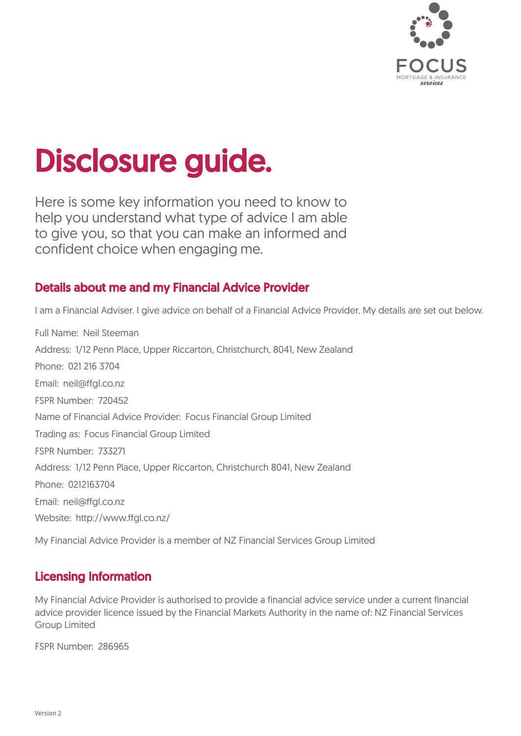# Disclosure guide.

Here is some key information you need to know to help you understand what type of advice I am able to give you, so that you can make an informed and confident choice when engaging me.

## Details about me and my Financial Advice Provider

I am a Financial Adviser. I give advice on behalf of a Financial Advice Provider. My details are set out below.

Full Name: Neil Steeman

Address: 1/12 Penn Place, Upper Riccarton, Christchurch, 8041, New Zealand

Phone: 021 216 3704

Email: neil@ffgl.co.nz

FSPR Number: 720452

Name of Financial Advice Provider: Focus Financial Group Limited

Trading as: Focus Financial Group Limited

FSPR Number: 733271

Address: 1/12 Penn Place, Upper Riccarton, Christchurch 8041, New Zealand

Phone: 0212163704

Email: neil@ffgl.co.nz

Website: http://www.ffgl.co.nz/

My Financial Advice Provider is a member of NZ Financial Services Group Limited

## Licensing Information

My Financial Advice Provider is authorised to provide a financial advice service under a current financial advice provider licence issued by the Financial Markets Authority in the name of: NZ Financial Services Group Limited

FSPR Number: 286965

Version 2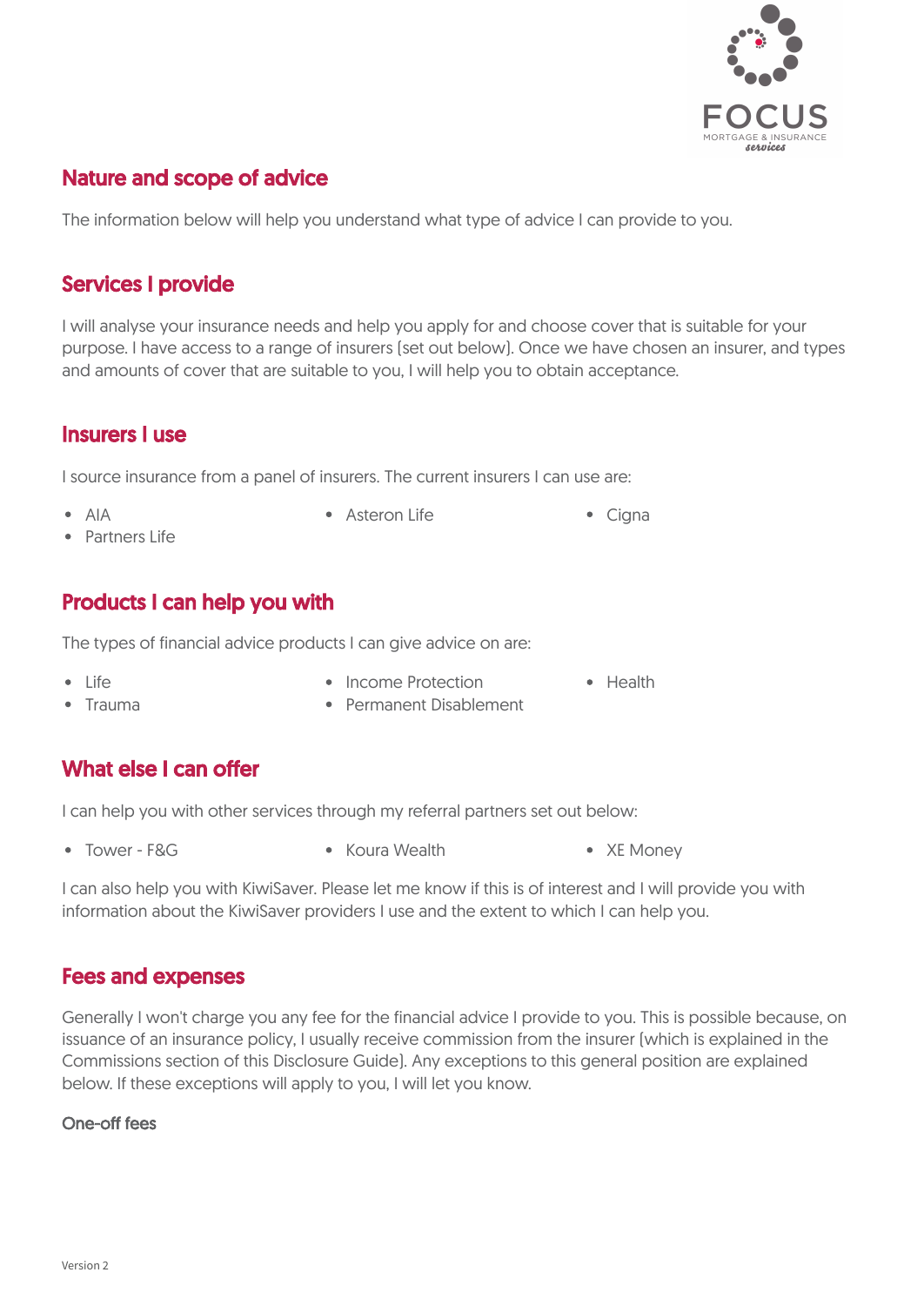## Nature and scope of advice

The information below will help you understand what type of advice I can provide to you.

## Services I provide

I will analyse your insurance needs and help you apply for and choose cover that is suitable for your purpose. I have access to a range of insurers (set out below). Once we have chosen an insurer, and types and amounts of cover that are suitable to you, I will help you to obtain acceptance.

## Insurers I use

I source insurance from a panel of insurers. The current insurers I can use are:

- AIA
- Asteron Life
- Cigna
- Partners Life

## Products I can help you with

The types of financial advice products I can give advice on are:

- Life
- Income Protection
- Health
- Trauma
- Permanent Disablement

## What else I can offer

I can help you with other services through my referral partners set out below:

- Tower - F&G
- Koura Wealth
- XE Money

I can also help you with KiwiSaver. Please let me know if this is of interest and I will provide you with information about the KiwiSaver providers I use and the extent to which I can help you.

## Fees and expenses

Generally I won't charge you any fee for the financial advice I provide to you. This is possible because, on issuance of an insurance policy, I usually receive commission from the insurer (which is explained in the Commissions section of this Disclosure Guide). Any exceptions to this general position are explained below. If these exceptions will apply to you, I will let you know.

### One-off fees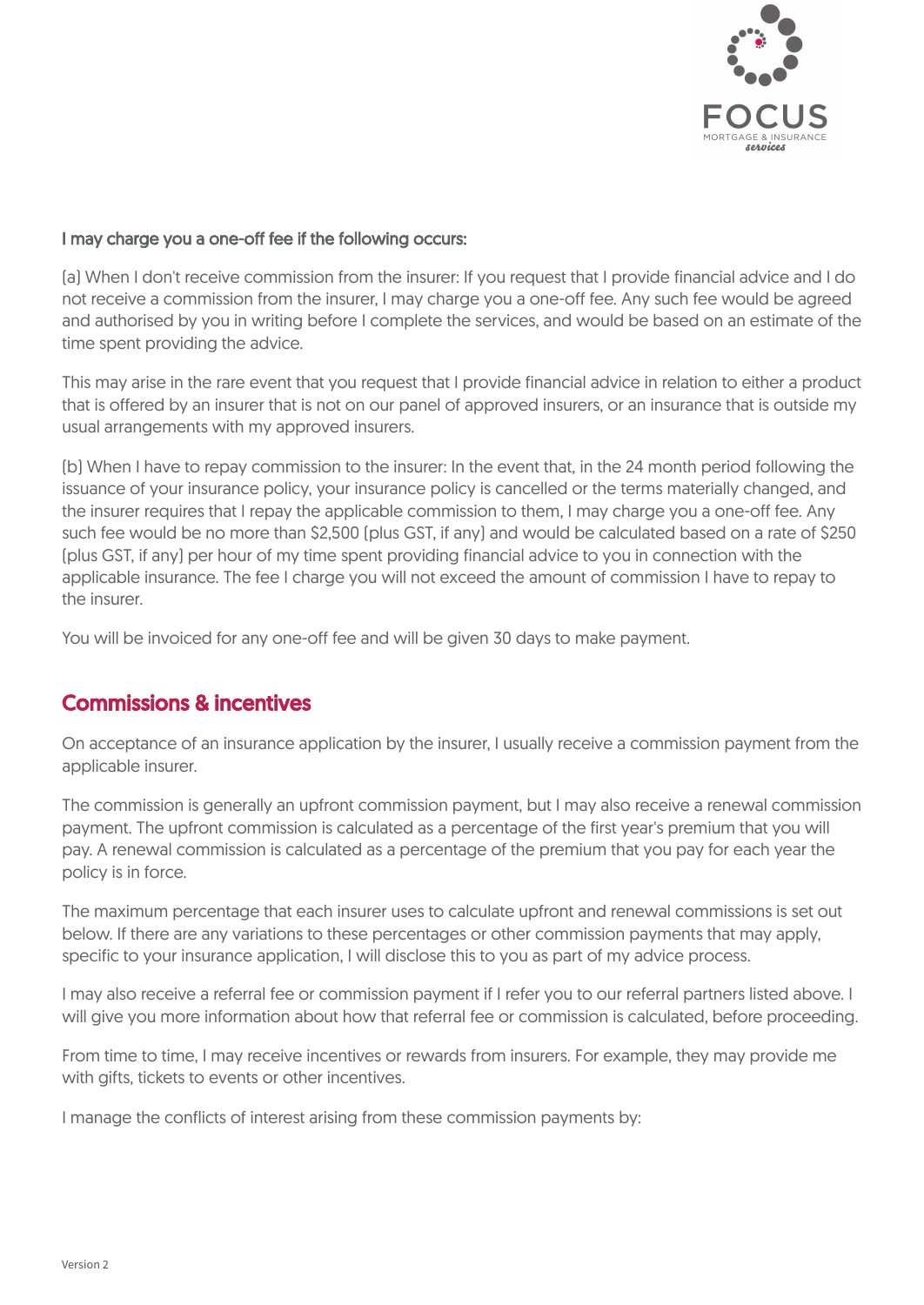**I may charge you a one-off fee if the following occurs:**

(a) When I don't receive commission from the insurer: If you request that I provide financial advice and I do not receive a commission from the insurer, I may charge you a one-off fee. Any such fee would be agreed and authorised by you in writing before I complete the services, and would be based on an estimate of the time spent providing the advice.

This may arise in the rare event that you request that I provide financial advice in relation to either a product that is offered by an insurer that is not on our panel of approved insurers, or an insurance that is outside my usual arrangements with my approved insurers.

(b) When I have to repay commission to the insurer: In the event that, in the 24 month period following the issuance of your insurance policy, your insurance policy is cancelled or the terms materially changed, and the insurer requires that I repay the applicable commission to them, I may charge you a one-off fee. Any such fee would be no more than $2,500 (plus GST, if any) and would be calculated based on a rate of $250 (plus GST, if any) per hour of my time spent providing financial advice to you in connection with the applicable insurance. The fee I charge you will not exceed the amount of commission I have to repay to the insurer.

You will be invoiced for any one-off fee and will be given 30 days to make payment.

## Commissions & incentives

On acceptance of an insurance application by the insurer, I usually receive a commission payment from the applicable insurer.

The commission is generally an upfront commission payment, but I may also receive a renewal commission payment. The upfront commission is calculated as a percentage of the first year's premium that you will pay. A renewal commission is calculated as a percentage of the premium that you pay for each year the policy is in force.

The maximum percentage that each insurer uses to calculate upfront and renewal commissions is set out below. If there are any variations to these percentages or other commission payments that may apply, specific to your insurance application, I will disclose this to you as part of my advice process.

I may also receive a referral fee or commission payment if I refer you to our referral partners listed above. I will give you more information about how that referral fee or commission is calculated, before proceeding.

From time to time, I may receive incentives or rewards from insurers. For example, they may provide me with gifts, tickets to events or other incentives.

I manage the conflicts of interest arising from these commission payments by: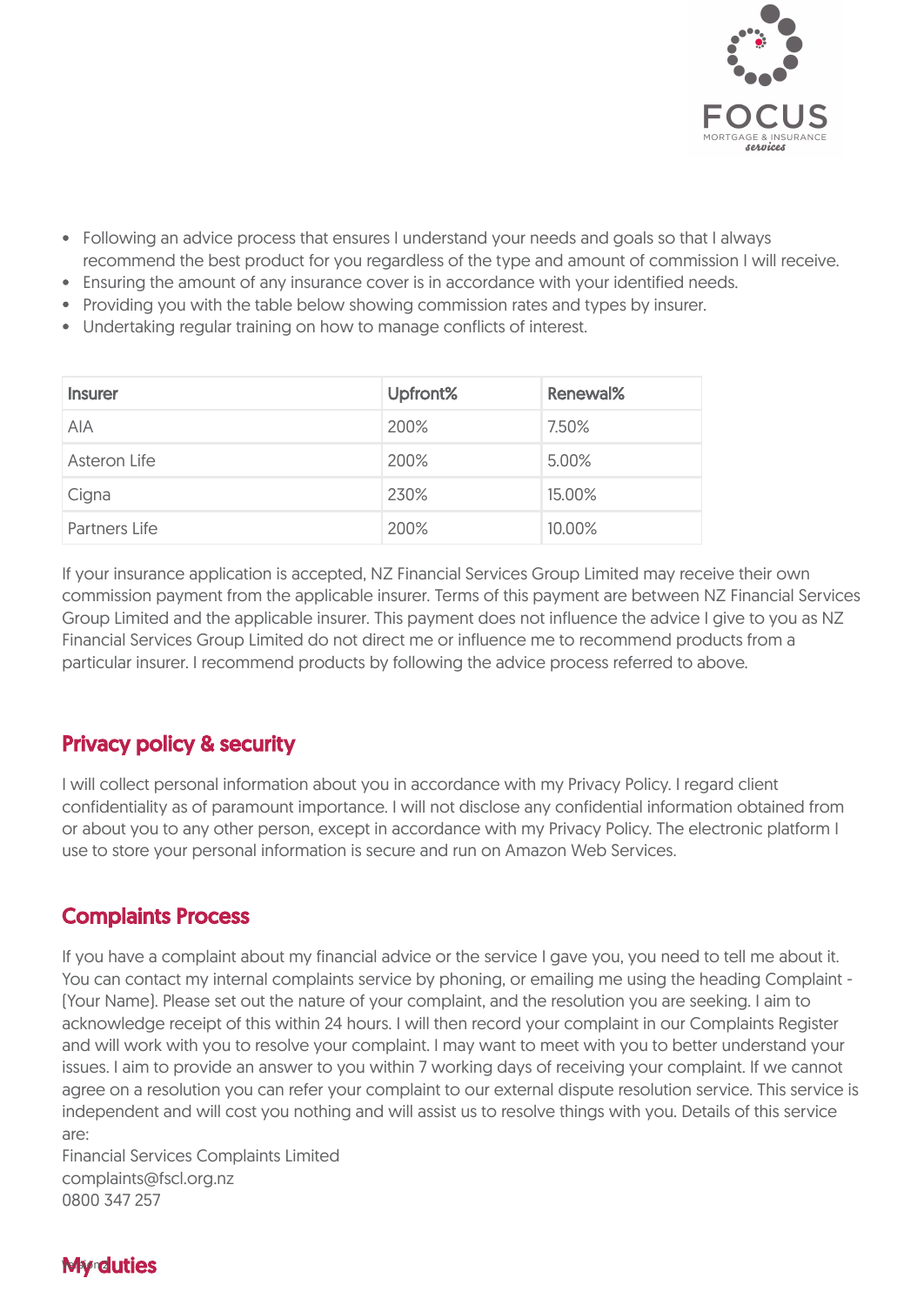- Following an advice process that ensures I understand your needs and goals so that I always recommend the best product for you regardless of the type and amount of commission I will receive.
- Ensuring the amount of any insurance cover is in accordance with your identified needs.
- Providing you with the table below showing commission rates and types by insurer.
- Undertaking regular training on how to manage conflicts of interest.

| Insurer | Upfront% | Renewal% |
|---|---|---|
| AIA | 200% | 7.50% |
| Asteron Life | 200% | 5.00% |
| Cigna | 230% | 15.00% |
| Partners Life | 200% | 10.00% |

If your insurance application is accepted, NZ Financial Services Group Limited may receive their own commission payment from the applicable insurer. Terms of this payment are between NZ Financial Services Group Limited and the applicable insurer. This payment does not influence the advice I give to you as NZ Financial Services Group Limited do not direct me or influence me to recommend products from a particular insurer. I recommend products by following the advice process referred to above.

## Privacy policy & security

I will collect personal information about you in accordance with my Privacy Policy. I regard client confidentiality as of paramount importance. I will not disclose any confidential information obtained from or about you to any other person, except in accordance with my Privacy Policy. The electronic platform I use to store your personal information is secure and run on Amazon Web Services.

## Complaints Process

If you have a complaint about my financial advice or the service I gave you, you need to tell me about it. You can contact my internal complaints service by phoning, or emailing me using the heading Complaint - [Your Name]. Please set out the nature of your complaint, and the resolution you are seeking. I aim to acknowledge receipt of this within 24 hours. I will then record your complaint in our Complaints Register and will work with you to resolve your complaint. I may want to meet with you to better understand your issues. I aim to provide an answer to you within 7 working days of receiving your complaint. If we cannot agree on a resolution you can refer your complaint to our external dispute resolution service. This service is independent and will cost you nothing and will assist us to resolve things with you. Details of this service are:
Financial Services Complaints Limited
complaints@fscl.org.nz
0800 347 257

## My duties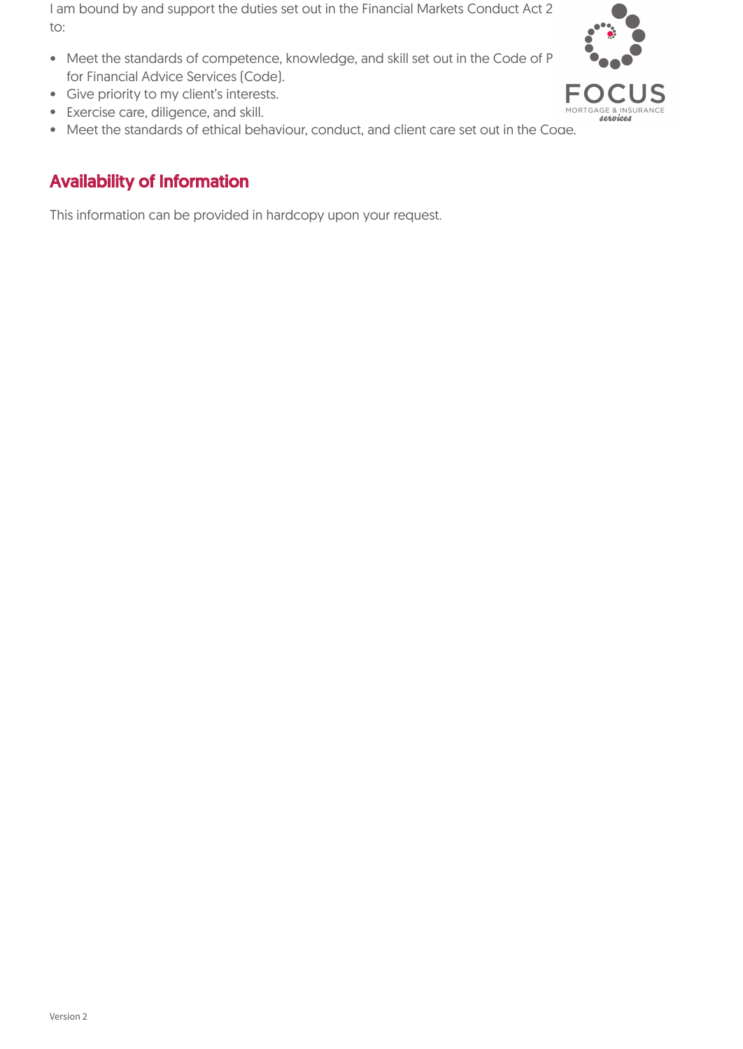I am bound by and support the duties set out in the Financial Markets Conduct Act 2 to:

- Meet the standards of competence, knowledge, and skill set out in the Code of P for Financial Advice Services (Code).
- Give priority to my client's interests.
- Exercise care, diligence, and skill.
- Meet the standards of ethical behaviour, conduct, and client care set out in the Code.

## Availability of Information

This information can be provided in hardcopy upon your request.

Version 2